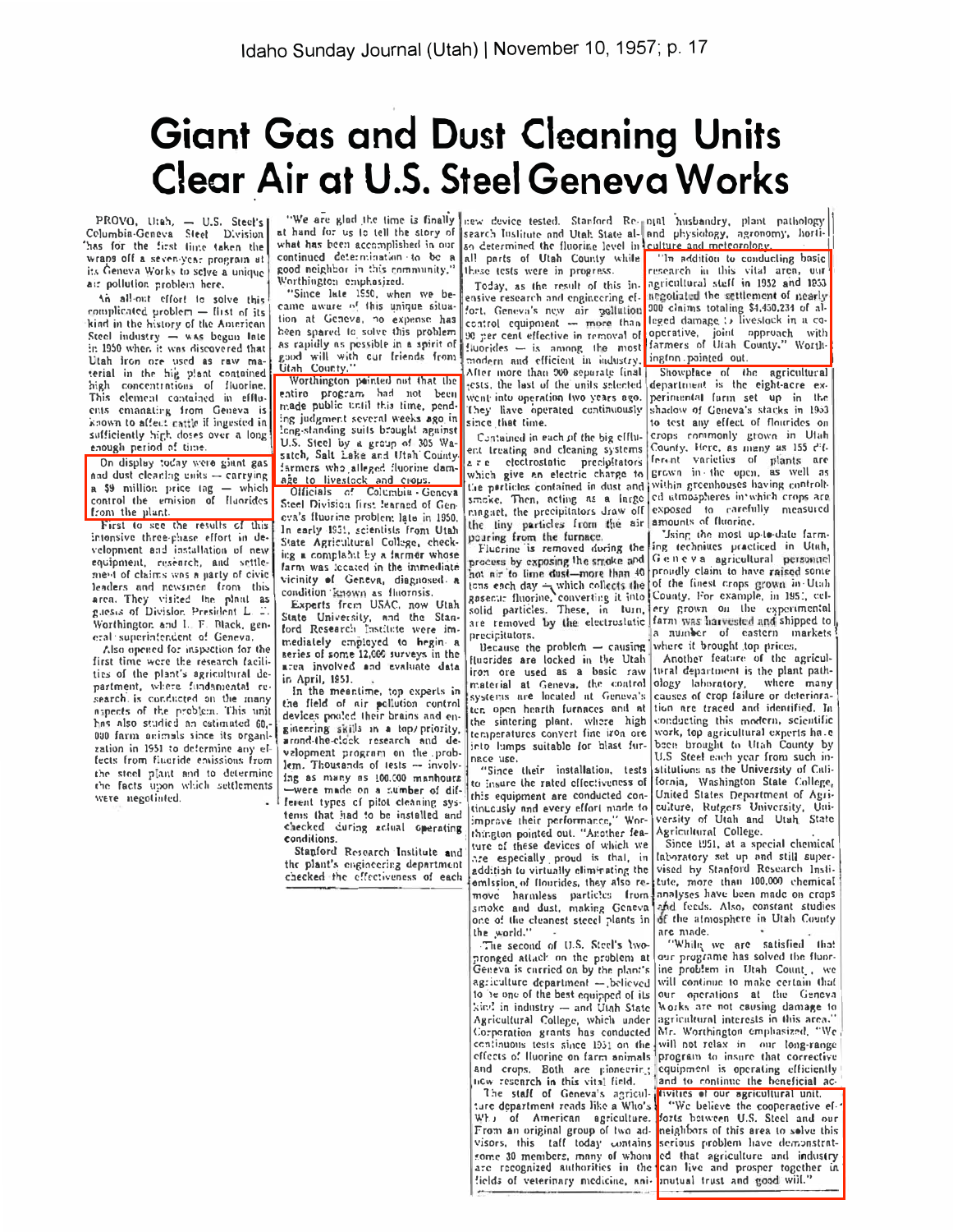Idaho Sunday Journal (Utah) | November 10, 1957; p. 17

# Giant Gas and Dust Cleaning Units Clear Air at U.S. Steel Geneva Works

PROVO, Utah, — U.S. Steel's Columbia-Geneva Steel Division has for the first time taken the wraps off a seven-year program at its Geneva Works to solve a unique air pollution problem here.

An all-out effort to solve this complicated problem — first of its kind in the history of the American Steel industry — was begun late in 1950 when it was discovered that Utah iron ore used as raw material in the big plant contained high concentrations of fluorine. This element contained in effluents emanating from Geneva is known to affect cattle if ingested in sufficiently high doses over a long enough period of time.

On display today were giant gas and dust cleaning units — carrying a $9 million price tag — which control the emission of fluorides from the plant.

First to see the results of this intensive three-phase effort in development and installation of new equipment, research, and settlement of claims was a party of civic leaders and newsmen from this area. They visited the plant as guests of Division President L. E. Worthington and I. F. Black, general superintendent of Geneva.

Also opened for inspection for the first time were the research facilities of the plant's agricultural department, where fundamental research is conducted on the many aspects of the problem. This unit has also studied an estimated 60,000 farm animals since its organization in 1951 to determine any effects from fluoride emissions from the steel plant and to determine the facts upon which settlements were negotiated.

"We are glad the time is finally at hand for us to tell the story of what has been accomplished in our continued determination to be a good neighbor in this community," Worthington emphasized.

"Since late 1950, when we became aware of this unique situation at Geneva, no expense has been spared to solve this problem as rapidly as possible in a spirit of good will with our friends from Utah County."

Worthington pointed out that the entire program had not been made public until this time, pending judgment several weeks ago in long-standing suits brought against U.S. Steel by a group of 305 Wasatch, Salt Lake and Utah County farmers who alleged fluorine damage to livestock and crops.

Officials of Columbia-Geneva Steel Division first learned of Geneva's fluorine problem late in 1950. In early 1951, scientists from Utah State Agricultural College, checking a complaint by a farmer whose farm was located in the immediate vicinity of Geneva, diagnosed a condition known as fluorosis.

Experts from USAC, now Utah State University, and the Stanford Research Institute were immediately employed to begin a series of some 12,000 surveys in the area involved and evaluate data in April, 1951.

In the meantime, top experts in the field of air pollution control devices pooled their brains and engineering skills in a top priority, around-the-clock research and development program on the problem. Thousands of tests — involving as many as 100,000 manhours — were made on a number of different types of pilot cleaning systems that had to be installed and checked during actual operating conditions.

Stanford Research Institute and the plant's engineering department checked the effectiveness of each new device tested. Stanford Research Institute and Utah State also determined the fluorine level in all parts of Utah County while these tests were in progress.

Today, as the result of this intensive research and engineering effort, Geneva's new air pollution control equipment — more than 90 per cent effective in removal of fluorides — is among the most modern and efficient in industry. After more than 900 separate final tests, the last of the units selected went into operation two years ago. They have operated continuously since that time.

Contained in each of the big effluent treating and cleaning systems are electrostatic precipitators which give an electric charge to the particles contained in dust and smoke. Then, acting as a large magnet, the precipitators draw off the tiny particles from the air pouring from the furnace.

Fluorine is removed during the process by exposing the smoke and hot air to lime dust—more than 40 tons each day — which collects the gaseous fluorine, converting it into solid particles. These, in turn, are removed by the electrostatic precipitators.

Because the problem — causing fluorides are locked in the Utah iron ore used as a basic raw material at Geneva, the control systems are located at Geneva's ten open hearth furnaces and at the sintering plant, where high temperatures convert fine iron ore into lumps suitable for blast furnace use.

"Since their installation, tests to insure the rated effectiveness of this equipment are conducted continuously and every effort made to improve their performance," Worthington pointed out. "Another feature of these devices of which we are especially proud is that, in addition to virtually eliminating the emission of fluorides, they also remove harmless particles from smoke and dust, making Geneva one of the cleanest steel plants in the world."

The second of U.S. Steel's two-pronged attack on the problem at Geneva is carried on by the plant's agriculture department — believed to be one of the best equipped of its kind in industry — and Utah State Agricultural College, which under Corporation grants has conducted continuous tests since 1951 on the effects of fluorine on farm animals and crops. Both are pioneering new research in this vital field.

The staff of Geneva's agriculture department reads like a Who's Who of American agriculture. From an original group of two advisors, this staff today contains some 30 members, many of whom are recognized authorities in the fields of veterinary medicine, animal husbandry, plant pathology and physiology, agronomy, horticulture and meteorology.

"In addition to conducting basic research in this vital area, our agricultural staff in 1952 and 1953 negotiated the settlement of nearly 900 claims totaling $4,450,234 of alleged damage to livestock in a cooperative, joint approach with farmers of Utah County," Worthington pointed out.

Showplace of the agricultural department is the eight-acre experimental farm set up in the shadow of Geneva's stacks in 1953 to test any effect of fluorides on crops commonly grown in Utah County. Here, as many as 155 different varieties of plants are grown in the open, as well as within greenhouses having controlled atmospheres in which crops are exposed to carefully measured amounts of fluorine.

Using the most up-to-date farming techniques practiced in Utah, Geneva agricultural personnel proudly claim to have raised some of the finest crops grown in Utah County. For example, in 1955, celery grown on the experimental farm was harvested and shipped to a number of eastern markets where it brought top prices.

Another feature of the agricultural department is the plant pathology laboratory, where many causes of crop failure or deterioration are traced and identified. In conducting this modern, scientific work, top agricultural experts have been brought to Utah County by U.S. Steel each year from such institutions as the University of California, Washington State College, United States Department of Agriculture, Rutgers University, University of Utah and Utah State Agricultural College.

Since 1951, at a special chemical laboratory set up and still supervised by Stanford Research Institute, more than 100,000 chemical analyses have been made on crops and feeds. Also, constant studies of the atmosphere in Utah County are made.

"While we are satisfied that our programe has solved the fluorine problem in Utah County, we will continue to make certain that our operations at the Geneva Works are not causing damage to agricultural interests in this area." Mr. Worthington emphasized. "We will not relax in our long-range program to insure that corrective equipment is operating efficiently and to continue the beneficial activities of our agricultural unit.

"We believe the cooperative efforts between U.S. Steel and our neighbors of this area to solve this serious problem have demonstrated that agriculture and industry can live and prosper together in mutual trust and good will."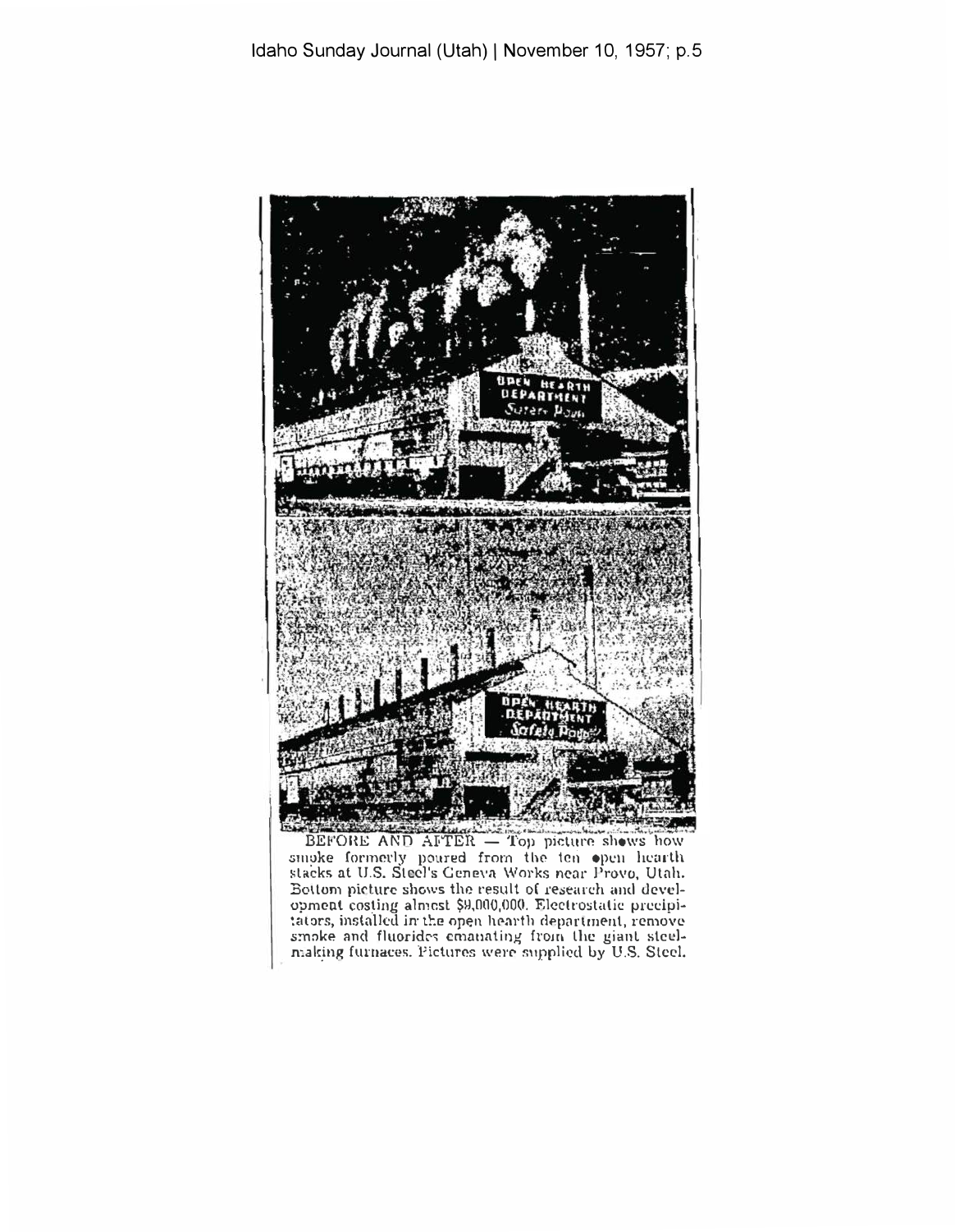Idaho Sunday Journal (Utah) | November 10, 1957; p.5

BEFORE AND AFTER — Top picture shows how smoke formerly poured from the ten open hearth stacks at U.S. Steel's Geneva Works near Provo, Utah. Bottom picture shows the result of research and development costing almost $9,000,000. Electrostatic precipitators, installed in the open hearth department, remove smoke and fluorides emanating from the giant steelmaking furnaces. Pictures were supplied by U.S. Steel.